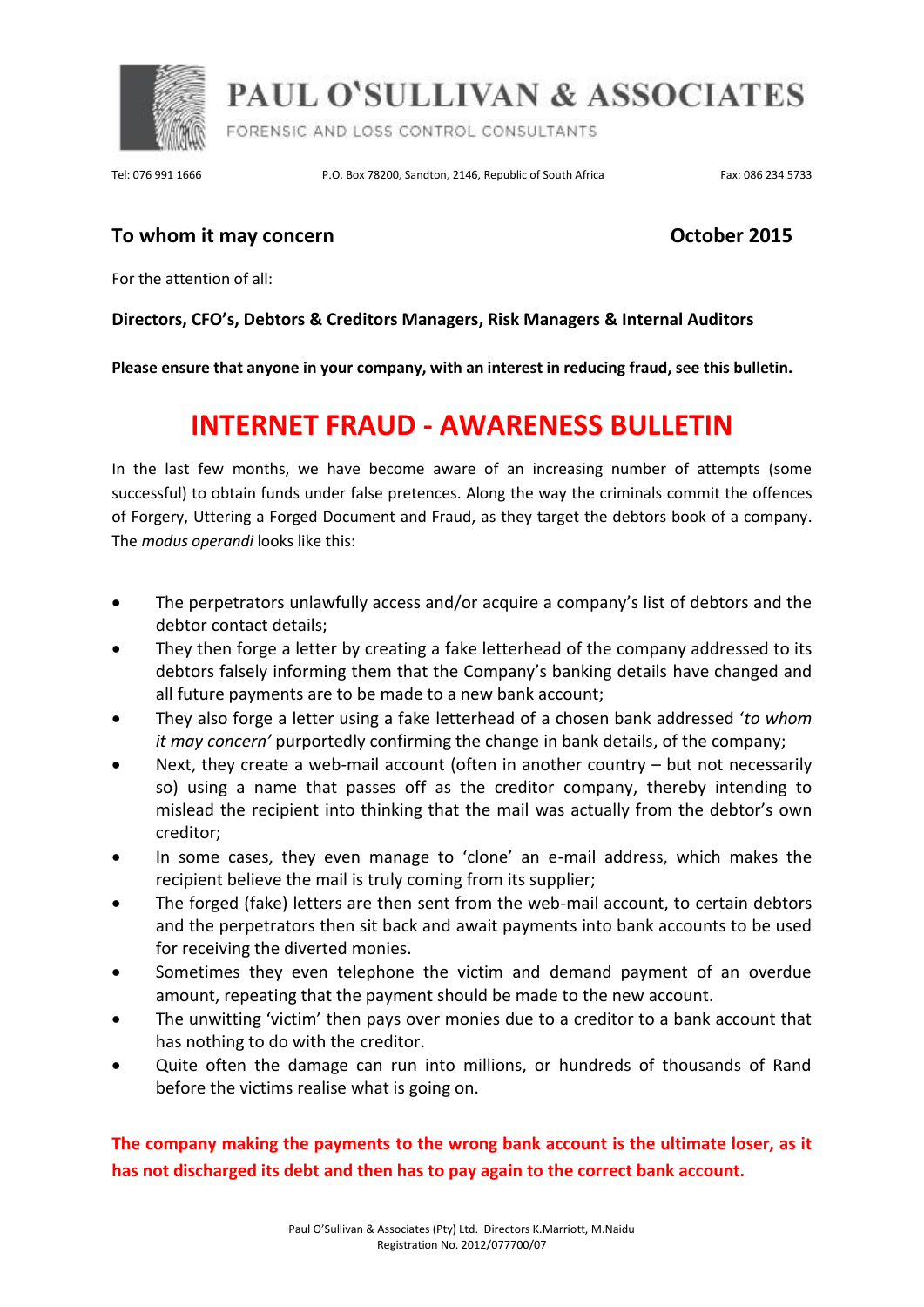# PAUL O'SULLIVAN & ASSOCIATES

FORENSIC AND LOSS CONTROL CONSULTANTS

Tel: 076 991 1666 P.O. Box 78200, Sandton, 2146, Republic of South Africa Fax: 086 234 5733

**To whom it may concern** **October 2015**

For the attention of all:

**Directors, CFO's, Debtors & Creditors Managers, Risk Managers & Internal Auditors**

**Please ensure that anyone in your company, with an interest in reducing fraud, see this bulletin.**

## INTERNET FRAUD - AWARENESS BULLETIN

In the last few months, we have become aware of an increasing number of attempts (some successful) to obtain funds under false pretences. Along the way the criminals commit the offences of Forgery, Uttering a Forged Document and Fraud, as they target the debtors book of a company. The *modus operandi* looks like this:

- The perpetrators unlawfully access and/or acquire a company's list of debtors and the debtor contact details;
- They then forge a letter by creating a fake letterhead of the company addressed to its debtors falsely informing them that the Company's banking details have changed and all future payments are to be made to a new bank account;
- They also forge a letter using a fake letterhead of a chosen bank addressed '*to whom it may concern'* purportedly confirming the change in bank details, of the company;
- Next, they create a web-mail account (often in another country – but not necessarily so) using a name that passes off as the creditor company, thereby intending to mislead the recipient into thinking that the mail was actually from the debtor's own creditor;
- In some cases, they even manage to 'clone' an e-mail address, which makes the recipient believe the mail is truly coming from its supplier;
- The forged (fake) letters are then sent from the web-mail account, to certain debtors and the perpetrators then sit back and await payments into bank accounts to be used for receiving the diverted monies.
- Sometimes they even telephone the victim and demand payment of an overdue amount, repeating that the payment should be made to the new account.
- The unwitting 'victim' then pays over monies due to a creditor to a bank account that has nothing to do with the creditor.
- Quite often the damage can run into millions, or hundreds of thousands of Rand before the victims realise what is going on.

**The company making the payments to the wrong bank account is the ultimate loser, as it has not discharged its debt and then has to pay again to the correct bank account.**

Paul O'Sullivan & Associates (Pty) Ltd. Directors K.Marriott, M.Naidu
Registration No. 2012/077700/07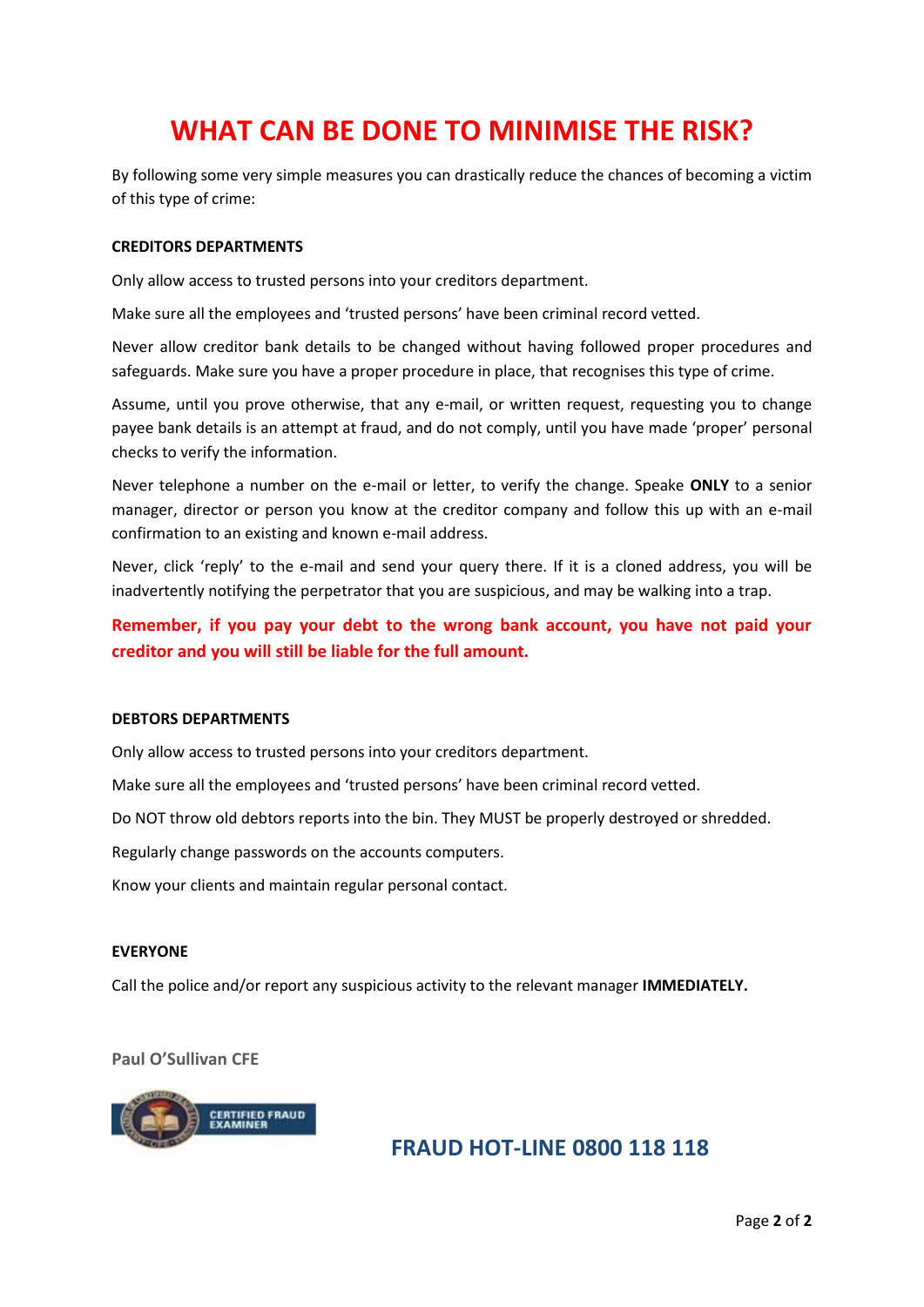# WHAT CAN BE DONE TO MINIMISE THE RISK?

By following some very simple measures you can drastically reduce the chances of becoming a victim of this type of crime:

**CREDITORS DEPARTMENTS**

Only allow access to trusted persons into your creditors department.

Make sure all the employees and 'trusted persons' have been criminal record vetted.

Never allow creditor bank details to be changed without having followed proper procedures and safeguards. Make sure you have a proper procedure in place, that recognises this type of crime.

Assume, until you prove otherwise, that any e-mail, or written request, requesting you to change payee bank details is an attempt at fraud, and do not comply, until you have made 'proper' personal checks to verify the information.

Never telephone a number on the e-mail or letter, to verify the change. Speake **ONLY** to a senior manager, director or person you know at the creditor company and follow this up with an e-mail confirmation to an existing and known e-mail address.

Never, click 'reply' to the e-mail and send your query there. If it is a cloned address, you will be inadvertently notifying the perpetrator that you are suspicious, and may be walking into a trap.

**Remember, if you pay your debt to the wrong bank account, you have not paid your creditor and you will still be liable for the full amount.**

**DEBTORS DEPARTMENTS**

Only allow access to trusted persons into your creditors department.

Make sure all the employees and 'trusted persons' have been criminal record vetted.

Do NOT throw old debtors reports into the bin. They MUST be properly destroyed or shredded.

Regularly change passwords on the accounts computers.

Know your clients and maintain regular personal contact.

**EVERYONE**

Call the police and/or report any suspicious activity to the relevant manager **IMMEDIATELY.**

**Paul O'Sullivan CFE**

CERTIFIED FRAUD EXAMINER

**FRAUD HOT-LINE 0800 118 118**